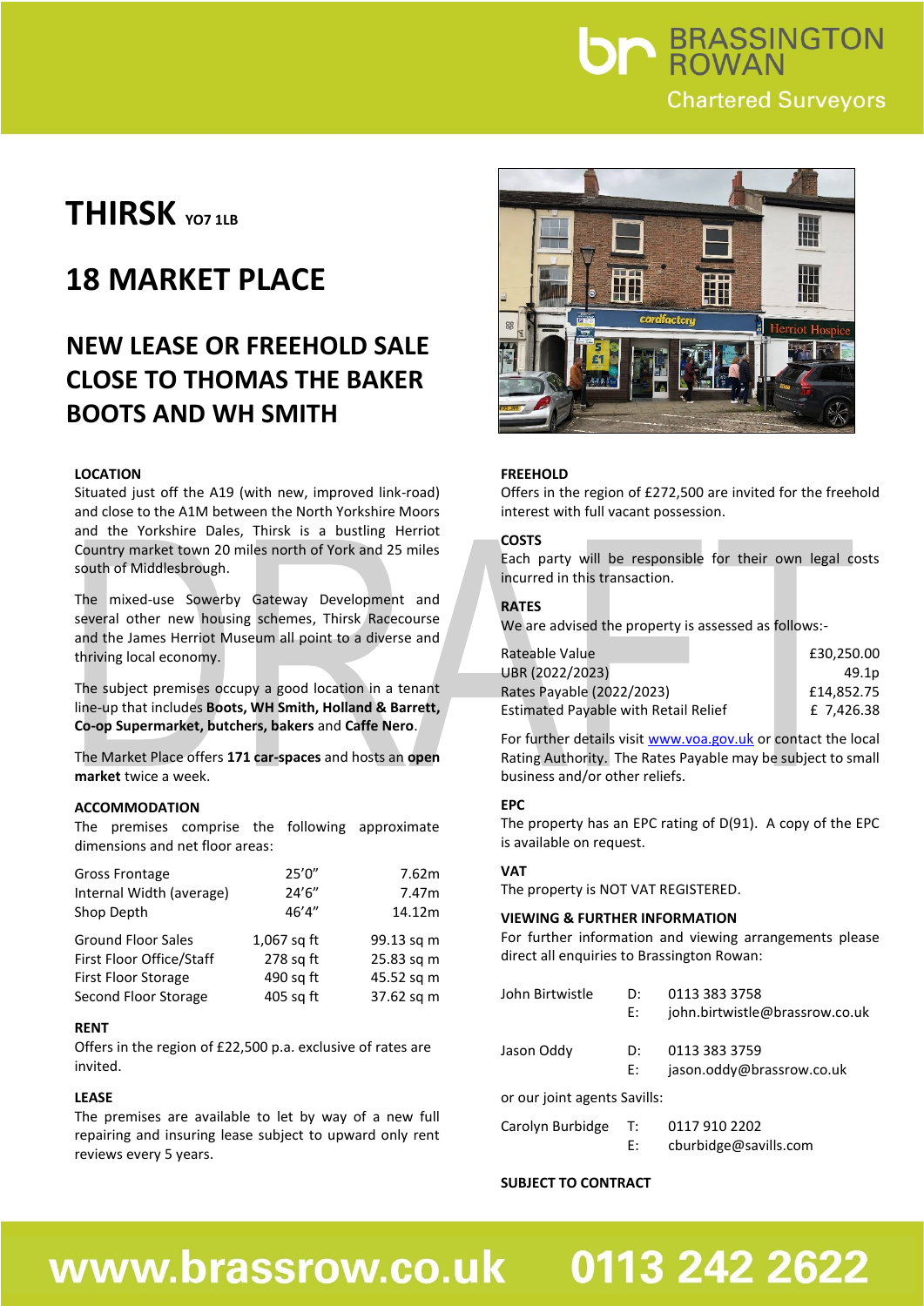BRASSINGTON ROWAN
Chartered Surveyors

# THIRSK YO7 1LB

# 18 MARKET PLACE

## NEW LEASE OR FREEHOLD SALE CLOSE TO THOMAS THE BAKER BOOTS AND WH SMITH

### LOCATION

Situated just off the A19 (with new, improved link-road) and close to the A1M between the North Yorkshire Moors and the Yorkshire Dales, Thirsk is a bustling Herriot Country market town 20 miles north of York and 25 miles south of Middlesbrough.

The mixed-use Sowerby Gateway Development and several other new housing schemes, Thirsk Racecourse and the James Herriot Museum all point to a diverse and thriving local economy.

The subject premises occupy a good location in a tenant line-up that includes **Boots, WH Smith, Holland & Barrett, Co-op Supermarket, butchers, bakers** and **Caffe Nero**.

The Market Place offers **171 car-spaces** and hosts an **open market** twice a week.

### ACCOMMODATION

The premises comprise the following approximate dimensions and net floor areas:

| | | |
|---|---|---|
| Gross Frontage | 25'0" | 7.62m |
| Internal Width (average) | 24'6" | 7.47m |
| Shop Depth | 46'4" | 14.12m |
| Ground Floor Sales | 1,067 sq ft | 99.13 sq m |
| First Floor Office/Staff | 278 sq ft | 25.83 sq m |
| First Floor Storage | 490 sq ft | 45.52 sq m |
| Second Floor Storage | 405 sq ft | 37.62 sq m |

### RENT

Offers in the region of £22,500 p.a. exclusive of rates are invited.

### LEASE

The premises are available to let by way of a new full repairing and insuring lease subject to upward only rent reviews every 5 years.

### FREEHOLD

Offers in the region of £272,500 are invited for the freehold interest with full vacant possession.

### COSTS

Each party will be responsible for their own legal costs incurred in this transaction.

### RATES

We are advised the property is assessed as follows:-

| | |
|---|---|
| Rateable Value | £30,250.00 |
| UBR (2022/2023) | 49.1p |
| Rates Payable (2022/2023) | £14,852.75 |
| Estimated Payable with Retail Relief | £ 7,426.38 |

For further details visit www.voa.gov.uk or contact the local Rating Authority. The Rates Payable may be subject to small business and/or other reliefs.

### EPC

The property has an EPC rating of D(91). A copy of the EPC is available on request.

### VAT

The property is NOT VAT REGISTERED.

### VIEWING & FURTHER INFORMATION

For further information and viewing arrangements please direct all enquiries to Brassington Rowan:

John Birtwistle
D: 0113 383 3758
E: john.birtwistle@brassrow.co.uk

Jason Oddy
D: 0113 383 3759
E: jason.oddy@brassrow.co.uk

or our joint agents Savills:

Carolyn Burbidge
T: 0117 910 2202
E: cburbidge@savills.com

**SUBJECT TO CONTRACT**

www.brassrow.co.uk 0113 242 2622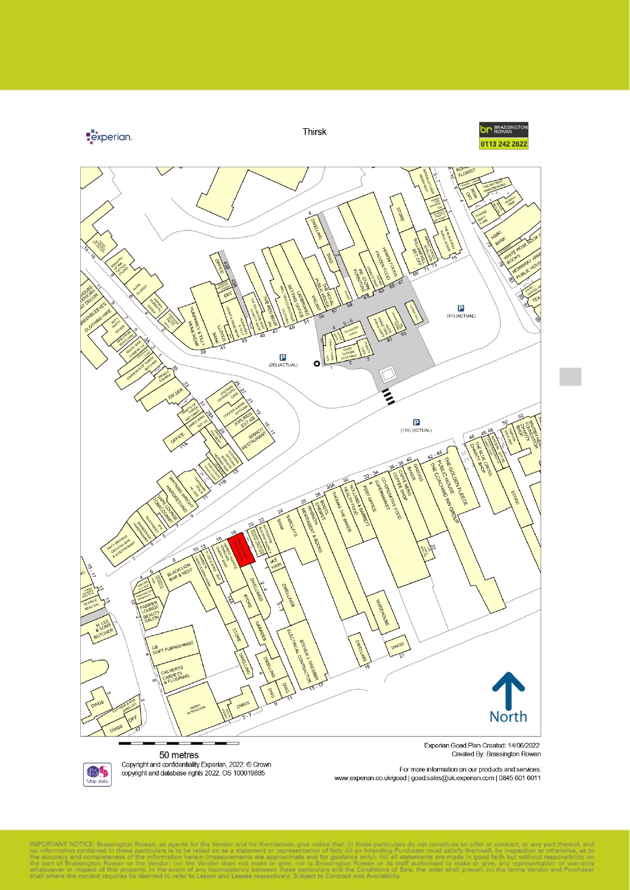experian.

# Thirsk

BRASSINGTON ROWAN
0113 242 2622

50 metres

Copyright and confidentiality Experian, 2022. © Crown copyright and database rights 2022. OS 100019885

Map data

Experian Goad Plan Created: 14/06/2022
Created By: Brassington Rowan

For more information on our products and services:
www.experian.co.uk/goad | goad.sales@uk.experian.com | 0845 601 6011

IMPORTANT NOTICE: Brassington Rowan, as agents for the Vendor and for themselves, give notice that: (i) these particulars do not constitute an offer or contract, or any part thereof, and no information contained in these particulars is to be relied on as a statement or representation of fact; (ii) an intending Purchaser must satisfy themself, by inspection or otherwise, as to the accuracy and completeness of the information herein (measurements are approximate and for guidance only); (iii) all statements are made in good faith but without responsibility on the part of Brassington Rowan or the Vendor; (iv) the Vendor does not make or give, nor is Brassington Rowan or its staff authorised to make or give, any representation or warranty whatsoever in respect of this property. In the event of any inconsistency between these particulars and the Conditions of Sale, the latter shall prevail; (v) the terms Vendor and Purchaser shall where the context requires be deemed to refer to Lessor and Lessee respectively. Subject to Contract and Availability.